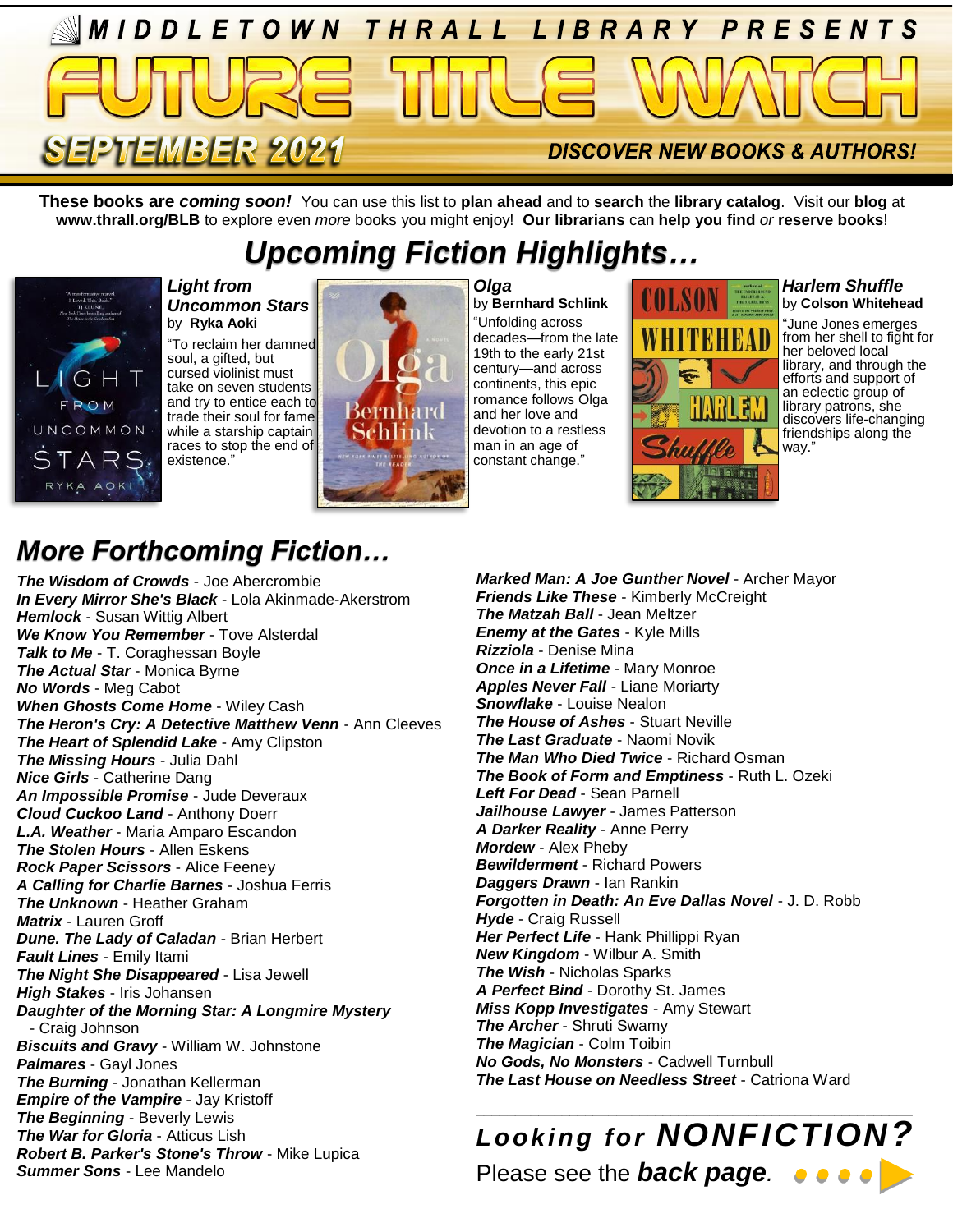MIDDLETOWN THRALL LIBRARY PRESENTS

# FUTURE TITLE WATCH

**SEPTEMBER 2021**

**DISCOVER NEW BOOKS & AUTHORS!**

**These books are *coming soon!*** You can use this list to **plan ahead** and to **search** the **library catalog**. Visit our **blog** at **www.thrall.org/BLB** to explore even *more* books you might enjoy! **Our librarians** can **help you find** *or* **reserve books**!

## *Upcoming Fiction Highlights…*

***Light from Uncommon Stars*** by **Ryka Aoki**

"To reclaim her damned soul, a gifted, but cursed violinist must take on seven students and try to entice each to trade their soul for fame while a starship captain races to stop the end of existence."

***Olga*** by **Bernhard Schlink**

"Unfolding across decades—from the late 19th to the early 21st century—and across continents, this epic romance follows Olga and her love and devotion to a restless man in an age of constant change."

***Harlem Shuffle*** by **Colson Whitehead**

"June Jones emerges from her shell to fight for her beloved local library, and through the efforts and support of an eclectic group of library patrons, she discovers life-changing friendships along the way."

## *More Forthcoming Fiction…*

***The Wisdom of Crowds*** - Joe Abercrombie
***In Every Mirror She's Black*** - Lola Akinmade-Akerstrom
***Hemlock*** - Susan Wittig Albert
***We Know You Remember*** - Tove Alsterdal
***Talk to Me*** - T. Coraghessan Boyle
***The Actual Star*** - Monica Byrne
***No Words*** - Meg Cabot
***When Ghosts Come Home*** - Wiley Cash
***The Heron's Cry: A Detective Matthew Venn*** - Ann Cleeves
***The Heart of Splendid Lake*** - Amy Clipston
***The Missing Hours*** - Julia Dahl
***Nice Girls*** - Catherine Dang
***An Impossible Promise*** - Jude Deveraux
***Cloud Cuckoo Land*** - Anthony Doerr
***L.A. Weather*** - Maria Amparo Escandon
***The Stolen Hours*** - Allen Eskens
***Rock Paper Scissors*** - Alice Feeney
***A Calling for Charlie Barnes*** - Joshua Ferris
***The Unknown*** - Heather Graham
***Matrix*** - Lauren Groff
***Dune. The Lady of Caladan*** - Brian Herbert
***Fault Lines*** - Emily Itami
***The Night She Disappeared*** - Lisa Jewell
***High Stakes*** - Iris Johansen
***Daughter of the Morning Star: A Longmire Mystery*** - Craig Johnson
***Biscuits and Gravy*** - William W. Johnstone
***Palmares*** - Gayl Jones
***The Burning*** - Jonathan Kellerman
***Empire of the Vampire*** - Jay Kristoff
***The Beginning*** - Beverly Lewis
***The War for Gloria*** - Atticus Lish
***Robert B. Parker's Stone's Throw*** - Mike Lupica
***Summer Sons*** - Lee Mandelo
***Marked Man: A Joe Gunther Novel*** - Archer Mayor
***Friends Like These*** - Kimberly McCreight
***The Matzah Ball*** - Jean Meltzer
***Enemy at the Gates*** - Kyle Mills
***Rizziola*** - Denise Mina
***Once in a Lifetime*** - Mary Monroe
***Apples Never Fall*** - Liane Moriarty
***Snowflake*** - Louise Nealon
***The House of Ashes*** - Stuart Neville
***The Last Graduate*** - Naomi Novik
***The Man Who Died Twice*** - Richard Osman
***The Book of Form and Emptiness*** - Ruth L. Ozeki
***Left For Dead*** - Sean Parnell
***Jailhouse Lawyer*** - James Patterson
***A Darker Reality*** - Anne Perry
***Mordew*** - Alex Pheby
***Bewilderment*** - Richard Powers
***Daggers Drawn*** - Ian Rankin
***Forgotten in Death: An Eve Dallas Novel*** - J. D. Robb
***Hyde*** - Craig Russell
***Her Perfect Life*** - Hank Phillippi Ryan
***New Kingdom*** - Wilbur A. Smith
***The Wish*** - Nicholas Sparks
***A Perfect Bind*** - Dorothy St. James
***Miss Kopp Investigates*** - Amy Stewart
***The Archer*** - Shruti Swamy
***The Magician*** - Colm Toibin
***No Gods, No Monsters*** - Cadwell Turnbull
***The Last House on Needless Street*** - Catriona Ward

***Looking for NONFICTION?***
Please see the ***back page***.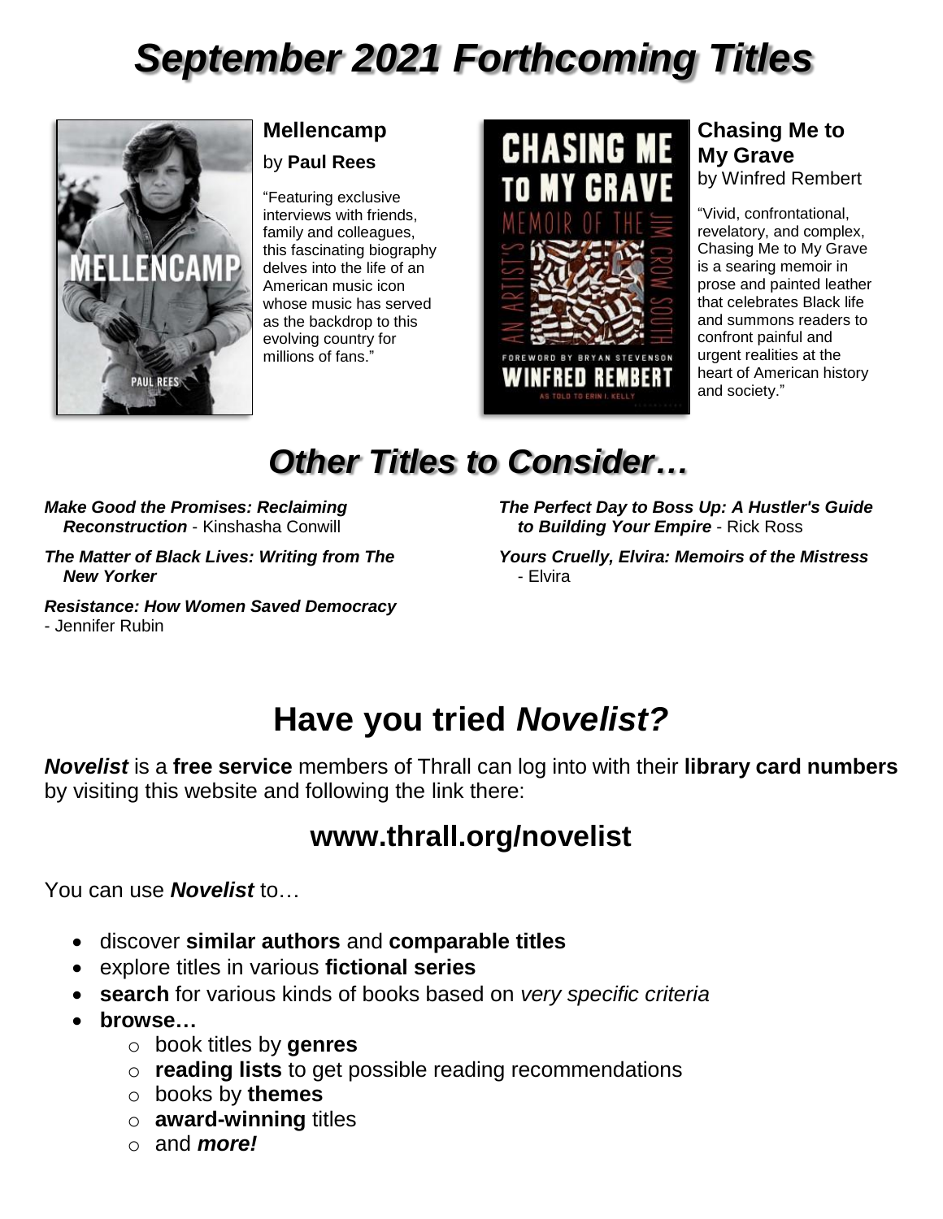# *September 2021 Forthcoming Titles*

## Mellencamp

by **Paul Rees**

"Featuring exclusive interviews with friends, family and colleagues, this fascinating biography delves into the life of an American music icon whose music has served as the backdrop to this evolving country for millions of fans."

## Chasing Me to My Grave

by Winfred Rembert

"Vivid, confrontational, revelatory, and complex, Chasing Me to My Grave is a searing memoir in prose and painted leather that celebrates Black life and summons readers to confront painful and urgent realities at the heart of American history and society."

# *Other Titles to Consider…*

***Make Good the Promises: Reclaiming Reconstruction*** - Kinshasha Conwill

***The Matter of Black Lives: Writing from The New Yorker***

***Resistance: How Women Saved Democracy*** - Jennifer Rubin

***The Perfect Day to Boss Up: A Hustler's Guide to Building Your Empire*** - Rick Ross

***Yours Cruelly, Elvira: Memoirs of the Mistress*** - Elvira

# Have you tried *Novelist?*

***Novelist*** is a **free service** members of Thrall can log into with their **library card numbers** by visiting this website and following the link there:

## www.thrall.org/novelist

You can use ***Novelist*** to…

- discover **similar authors** and **comparable titles**
- explore titles in various **fictional series**
- **search** for various kinds of books based on *very specific criteria*
- **browse…**
    - book titles by **genres**
    - **reading lists** to get possible reading recommendations
    - books by **themes**
    - **award-winning** titles
    - and ***more!***